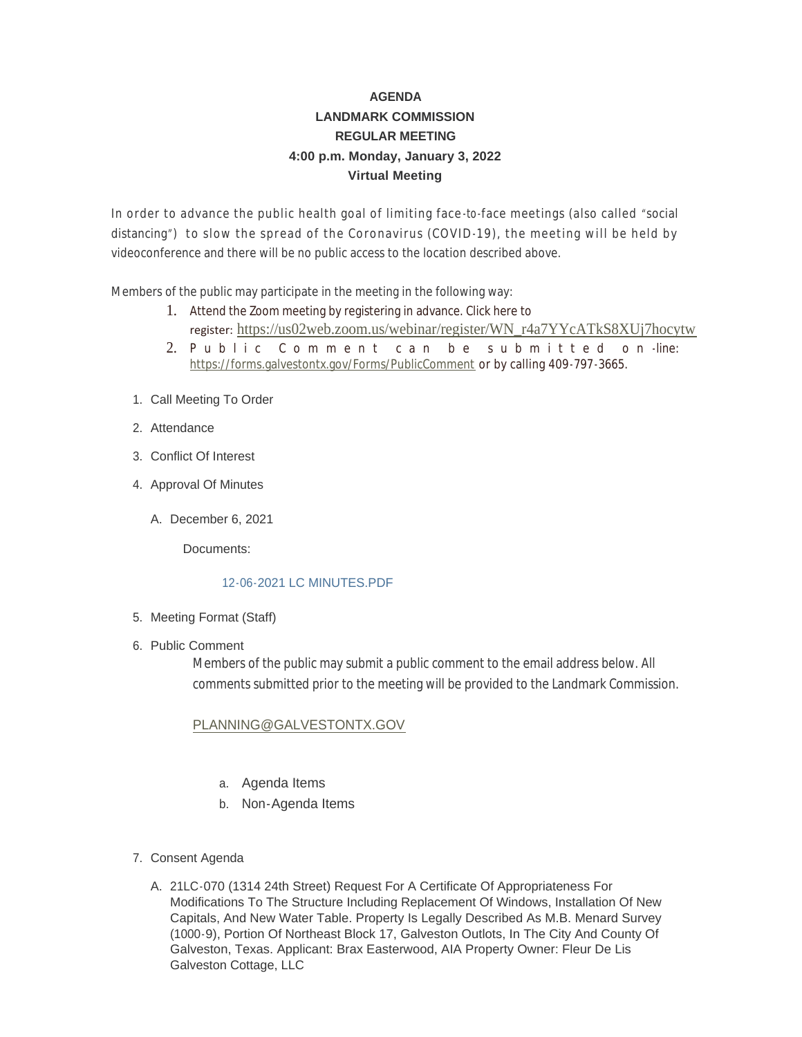**AGENDA**
**LANDMARK COMMISSION**
**REGULAR MEETING**
**4:00 p.m. Monday, January 3, 2022**
**Virtual Meeting**

In order to advance the public health goal of limiting face-to-face meetings (also called "social distancing") to slow the spread of the Coronavirus (COVID-19), the meeting will be held by videoconference and there will be no public access to the location described above.

Members of the public may participate in the meeting in the following way:

1. Attend the Zoom meeting by registering in advance. Click here to register: https://us02web.zoom.us/webinar/register/WN_r4a7YYcATkS8XUj7hocytw
2. Public Comment can be submitted on-line: https://forms.galvestontx.gov/Forms/PublicComment or by calling 409-797-3665.

1. Call Meeting To Order
2. Attendance
3. Conflict Of Interest
4. Approval Of Minutes

   A. December 6, 2021

      Documents:

      12-06-2021 LC MINUTES.PDF

5. Meeting Format (Staff)
6. Public Comment

   Members of the public may submit a public comment to the email address below. All comments submitted prior to the meeting will be provided to the Landmark Commission.

   PLANNING@GALVESTONTX.GOV

   a. Agenda Items
   b. Non-Agenda Items

7. Consent Agenda

   A. 21LC-070 (1314 24th Street) Request For A Certificate Of Appropriateness For Modifications To The Structure Including Replacement Of Windows, Installation Of New Capitals, And New Water Table. Property Is Legally Described As M.B. Menard Survey (1000-9), Portion Of Northeast Block 17, Galveston Outlots, In The City And County Of Galveston, Texas. Applicant: Brax Easterwood, AIA Property Owner: Fleur De Lis Galveston Cottage, LLC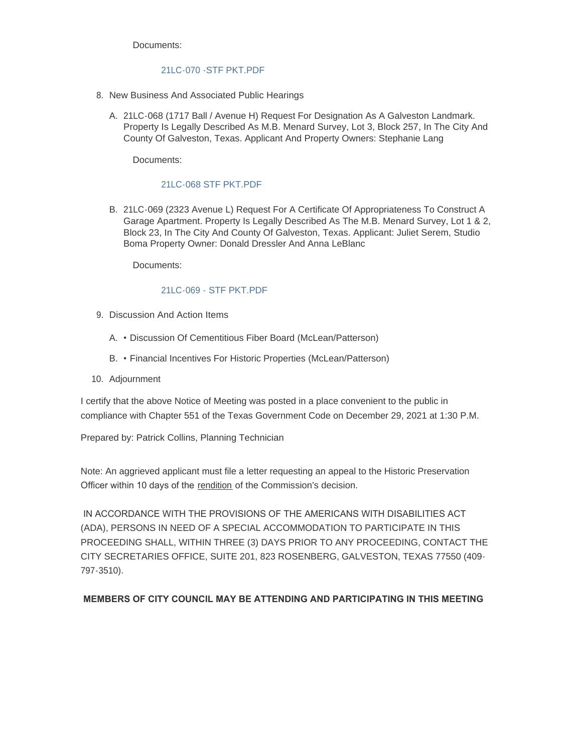Documents:

21LC-070 -STF PKT.PDF

8. New Business And Associated Public Hearings

   A. 21LC-068 (1717 Ball / Avenue H) Request For Designation As A Galveston Landmark. Property Is Legally Described As M.B. Menard Survey, Lot 3, Block 257, In The City And County Of Galveston, Texas. Applicant And Property Owners: Stephanie Lang

      Documents:

      21LC-068 STF PKT.PDF

   B. 21LC-069 (2323 Avenue L) Request For A Certificate Of Appropriateness To Construct A Garage Apartment. Property Is Legally Described As The M.B. Menard Survey, Lot 1 & 2, Block 23, In The City And County Of Galveston, Texas. Applicant: Juliet Serem, Studio Boma Property Owner: Donald Dressler And Anna LeBlanc

      Documents:

      21LC-069 - STF PKT.PDF

9. Discussion And Action Items

   A. • Discussion Of Cementitious Fiber Board (McLean/Patterson)

   B. • Financial Incentives For Historic Properties (McLean/Patterson)

10. Adjournment

I certify that the above Notice of Meeting was posted in a place convenient to the public in compliance with Chapter 551 of the Texas Government Code on December 29, 2021 at 1:30 P.M.

Prepared by: Patrick Collins, Planning Technician

Note: An aggrieved applicant must file a letter requesting an appeal to the Historic Preservation Officer within 10 days of the rendition of the Commission's decision.

IN ACCORDANCE WITH THE PROVISIONS OF THE AMERICANS WITH DISABILITIES ACT (ADA), PERSONS IN NEED OF A SPECIAL ACCOMMODATION TO PARTICIPATE IN THIS PROCEEDING SHALL, WITHIN THREE (3) DAYS PRIOR TO ANY PROCEEDING, CONTACT THE CITY SECRETARIES OFFICE, SUITE 201, 823 ROSENBERG, GALVESTON, TEXAS 77550 (409-797-3510).

**MEMBERS OF CITY COUNCIL MAY BE ATTENDING AND PARTICIPATING IN THIS MEETING**